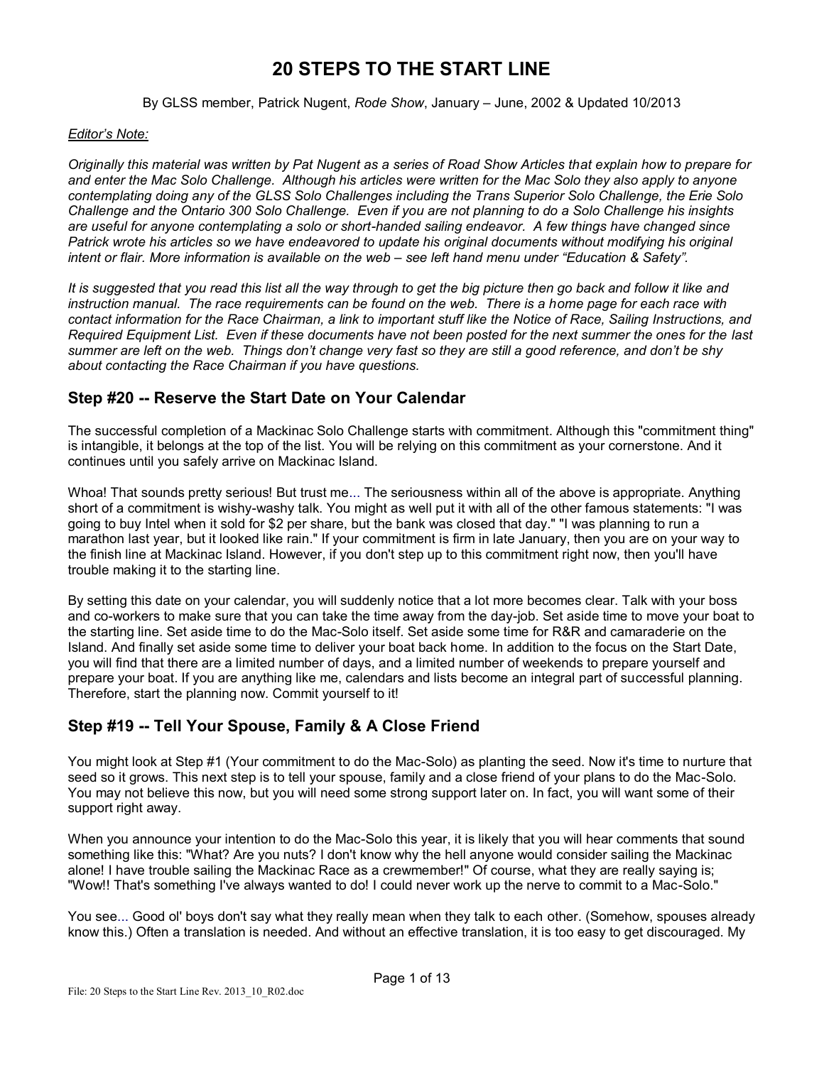# 20 STEPS TO THE START LINE

By GLSS member, Patrick Nugent, *Rode Show*, January – June, 2002 & Updated 10/2013

*Editor's Note:*

*Originally this material was written by Pat Nugent as a series of Road Show Articles that explain how to prepare for and enter the Mac Solo Challenge. Although his articles were written for the Mac Solo they also apply to anyone contemplating doing any of the GLSS Solo Challenges including the Trans Superior Solo Challenge, the Erie Solo Challenge and the Ontario 300 Solo Challenge. Even if you are not planning to do a Solo Challenge his insights are useful for anyone contemplating a solo or short-handed sailing endeavor. A few things have changed since Patrick wrote his articles so we have endeavored to update his original documents without modifying his original intent or flair. More information is available on the web – see left hand menu under "Education & Safety".*

*It is suggested that you read this list all the way through to get the big picture then go back and follow it like and instruction manual. The race requirements can be found on the web. There is a home page for each race with contact information for the Race Chairman, a link to important stuff like the Notice of Race, Sailing Instructions, and Required Equipment List. Even if these documents have not been posted for the next summer the ones for the last summer are left on the web. Things don't change very fast so they are still a good reference, and don't be shy about contacting the Race Chairman if you have questions.*

## Step #20 -- Reserve the Start Date on Your Calendar

The successful completion of a Mackinac Solo Challenge starts with commitment. Although this "commitment thing" is intangible, it belongs at the top of the list. You will be relying on this commitment as your cornerstone. And it continues until you safely arrive on Mackinac Island.

Whoa! That sounds pretty serious! But trust me... The seriousness within all of the above is appropriate. Anything short of a commitment is wishy-washy talk. You might as well put it with all of the other famous statements: "I was going to buy Intel when it sold for $2 per share, but the bank was closed that day." "I was planning to run a marathon last year, but it looked like rain." If your commitment is firm in late January, then you are on your way to the finish line at Mackinac Island. However, if you don't step up to this commitment right now, then you'll have trouble making it to the starting line.

By setting this date on your calendar, you will suddenly notice that a lot more becomes clear. Talk with your boss and co-workers to make sure that you can take the time away from the day-job. Set aside time to move your boat to the starting line. Set aside time to do the Mac-Solo itself. Set aside some time for R&R and camaraderie on the Island. And finally set aside some time to deliver your boat back home. In addition to the focus on the Start Date, you will find that there are a limited number of days, and a limited number of weekends to prepare yourself and prepare your boat. If you are anything like me, calendars and lists become an integral part of successful planning. Therefore, start the planning now. Commit yourself to it!

## Step #19 -- Tell Your Spouse, Family & A Close Friend

You might look at Step #1 (Your commitment to do the Mac-Solo) as planting the seed. Now it's time to nurture that seed so it grows. This next step is to tell your spouse, family and a close friend of your plans to do the Mac-Solo. You may not believe this now, but you will need some strong support later on. In fact, you will want some of their support right away.

When you announce your intention to do the Mac-Solo this year, it is likely that you will hear comments that sound something like this: "What? Are you nuts? I don't know why the hell anyone would consider sailing the Mackinac alone! I have trouble sailing the Mackinac Race as a crewmember!" Of course, what they are really saying is; "Wow!! That's something I've always wanted to do! I could never work up the nerve to commit to a Mac-Solo."

You see... Good ol' boys don't say what they really mean when they talk to each other. (Somehow, spouses already know this.) Often a translation is needed. And without an effective translation, it is too easy to get discouraged. My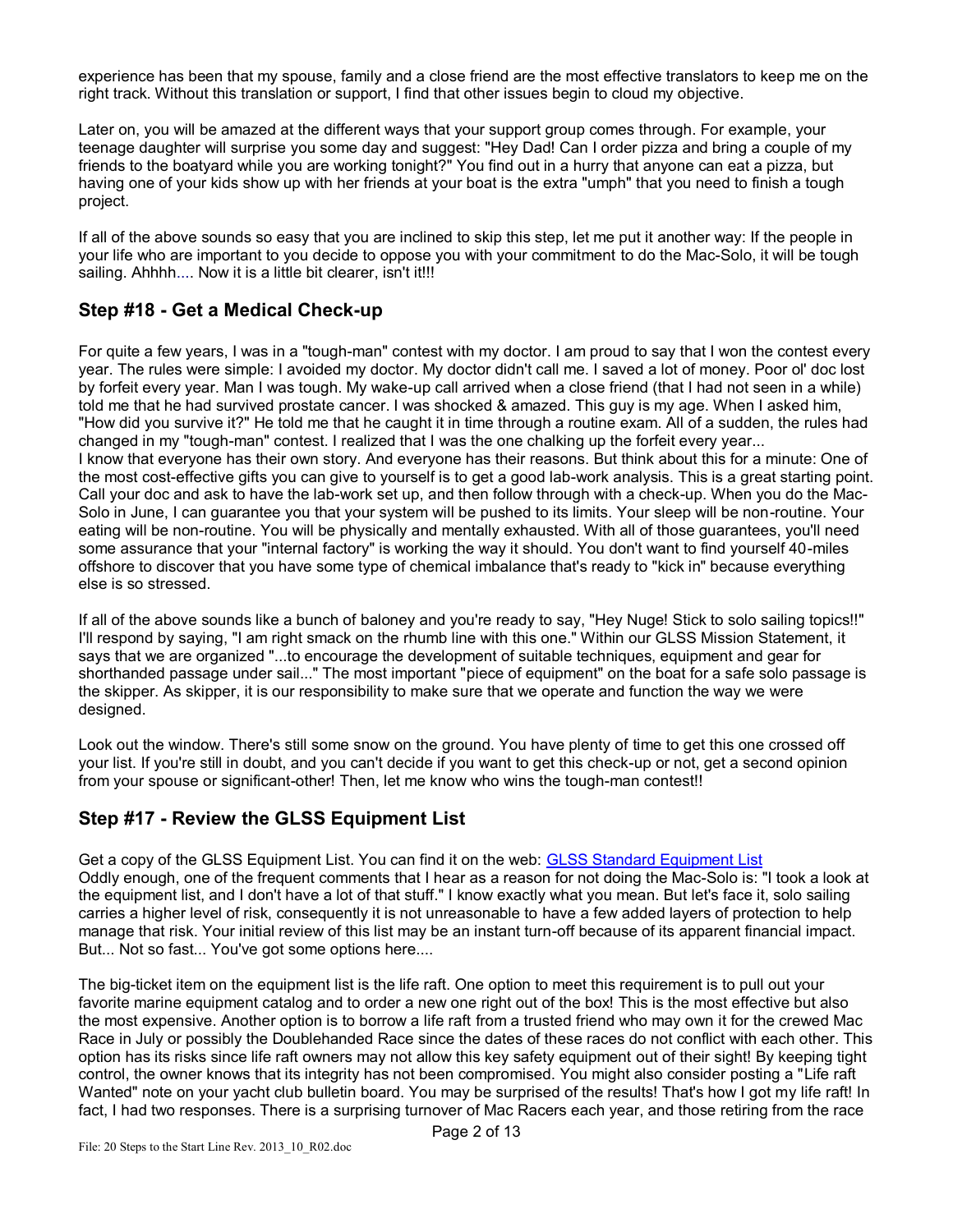experience has been that my spouse, family and a close friend are the most effective translators to keep me on the right track. Without this translation or support, I find that other issues begin to cloud my objective.

Later on, you will be amazed at the different ways that your support group comes through. For example, your teenage daughter will surprise you some day and suggest: "Hey Dad! Can I order pizza and bring a couple of my friends to the boatyard while you are working tonight?" You find out in a hurry that anyone can eat a pizza, but having one of your kids show up with her friends at your boat is the extra "umph" that you need to finish a tough project.

If all of the above sounds so easy that you are inclined to skip this step, let me put it another way: If the people in your life who are important to you decide to oppose you with your commitment to do the Mac-Solo, it will be tough sailing. Ahhhh.... Now it is a little bit clearer, isn't it!!!

## Step #18 - Get a Medical Check-up

For quite a few years, I was in a "tough-man" contest with my doctor. I am proud to say that I won the contest every year. The rules were simple: I avoided my doctor. My doctor didn't call me. I saved a lot of money. Poor ol' doc lost by forfeit every year. Man I was tough. My wake-up call arrived when a close friend (that I had not seen in a while) told me that he had survived prostate cancer. I was shocked & amazed. This guy is my age. When I asked him, "How did you survive it?" He told me that he caught it in time through a routine exam. All of a sudden, the rules had changed in my "tough-man" contest. I realized that I was the one chalking up the forfeit every year...
I know that everyone has their own story. And everyone has their reasons. But think about this for a minute: One of the most cost-effective gifts you can give to yourself is to get a good lab-work analysis. This is a great starting point. Call your doc and ask to have the lab-work set up, and then follow through with a check-up. When you do the Mac-Solo in June, I can guarantee you that your system will be pushed to its limits. Your sleep will be non-routine. Your eating will be non-routine. You will be physically and mentally exhausted. With all of those guarantees, you'll need some assurance that your "internal factory" is working the way it should. You don't want to find yourself 40-miles offshore to discover that you have some type of chemical imbalance that's ready to "kick in" because everything else is so stressed.

If all of the above sounds like a bunch of baloney and you're ready to say, "Hey Nuge! Stick to solo sailing topics!!" I'll respond by saying, "I am right smack on the rhumb line with this one." Within our GLSS Mission Statement, it says that we are organized "...to encourage the development of suitable techniques, equipment and gear for shorthanded passage under sail..." The most important "piece of equipment" on the boat for a safe solo passage is the skipper. As skipper, it is our responsibility to make sure that we operate and function the way we were designed.

Look out the window. There's still some snow on the ground. You have plenty of time to get this one crossed off your list. If you're still in doubt, and you can't decide if you want to get this check-up or not, get a second opinion from your spouse or significant-other! Then, let me know who wins the tough-man contest!!

## Step #17 - Review the GLSS Equipment List

Get a copy of the GLSS Equipment List. You can find it on the web: GLSS Standard Equipment List
Oddly enough, one of the frequent comments that I hear as a reason for not doing the Mac-Solo is: "I took a look at the equipment list, and I don't have a lot of that stuff." I know exactly what you mean. But let's face it, solo sailing carries a higher level of risk, consequently it is not unreasonable to have a few added layers of protection to help manage that risk. Your initial review of this list may be an instant turn-off because of its apparent financial impact. But... Not so fast... You've got some options here....

The big-ticket item on the equipment list is the life raft. One option to meet this requirement is to pull out your favorite marine equipment catalog and to order a new one right out of the box! This is the most effective but also the most expensive. Another option is to borrow a life raft from a trusted friend who may own it for the crewed Mac Race in July or possibly the Doublehanded Race since the dates of these races do not conflict with each other. This option has its risks since life raft owners may not allow this key safety equipment out of their sight! By keeping tight control, the owner knows that its integrity has not been compromised. You might also consider posting a "Life raft Wanted" note on your yacht club bulletin board. You may be surprised of the results! That's how I got my life raft! In fact, I had two responses. There is a surprising turnover of Mac Racers each year, and those retiring from the race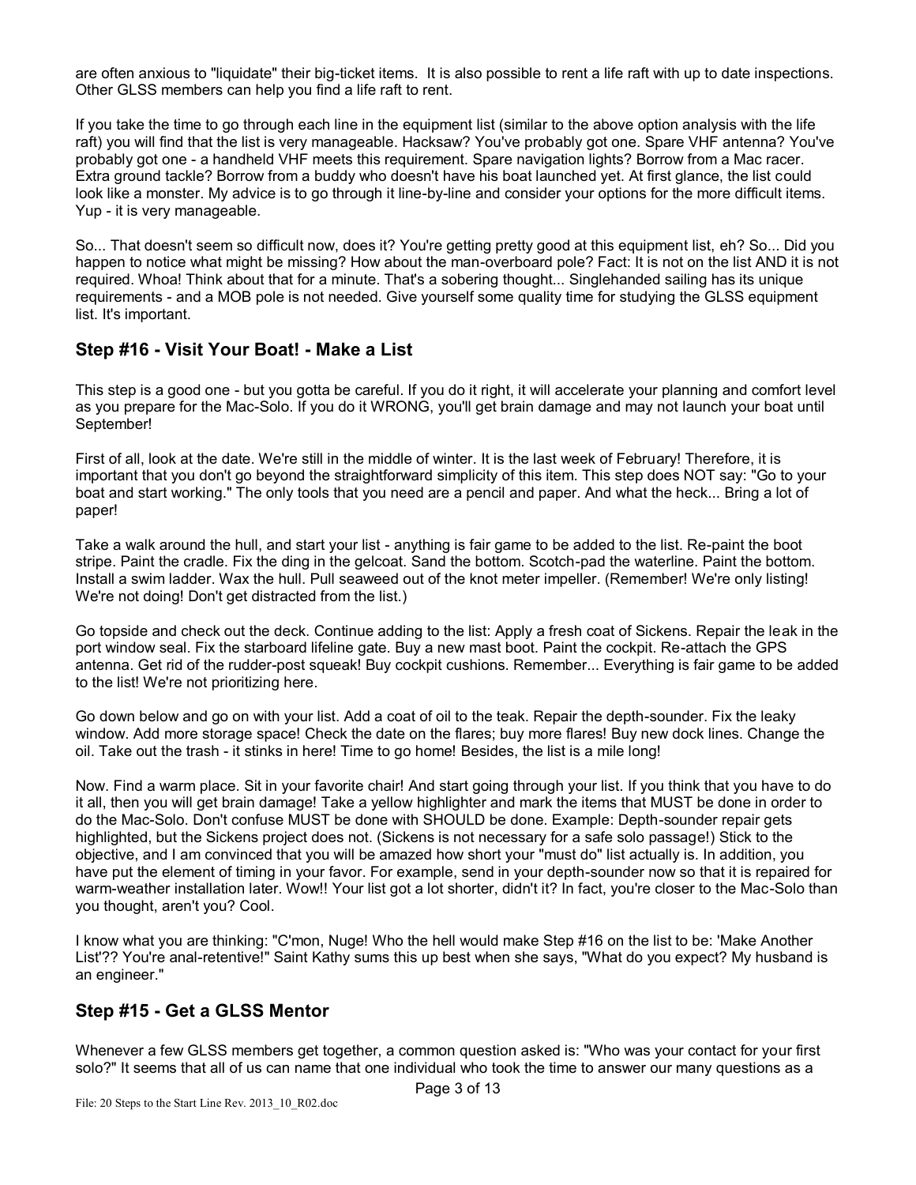are often anxious to "liquidate" their big-ticket items. It is also possible to rent a life raft with up to date inspections. Other GLSS members can help you find a life raft to rent.

If you take the time to go through each line in the equipment list (similar to the above option analysis with the life raft) you will find that the list is very manageable. Hacksaw? You've probably got one. Spare VHF antenna? You've probably got one - a handheld VHF meets this requirement. Spare navigation lights? Borrow from a Mac racer. Extra ground tackle? Borrow from a buddy who doesn't have his boat launched yet. At first glance, the list could look like a monster. My advice is to go through it line-by-line and consider your options for the more difficult items. Yup - it is very manageable.

So... That doesn't seem so difficult now, does it? You're getting pretty good at this equipment list, eh? So... Did you happen to notice what might be missing? How about the man-overboard pole? Fact: It is not on the list AND it is not required. Whoa! Think about that for a minute. That's a sobering thought... Singlehanded sailing has its unique requirements - and a MOB pole is not needed. Give yourself some quality time for studying the GLSS equipment list. It's important.

## Step #16 - Visit Your Boat! - Make a List

This step is a good one - but you gotta be careful. If you do it right, it will accelerate your planning and comfort level as you prepare for the Mac-Solo. If you do it WRONG, you'll get brain damage and may not launch your boat until September!

First of all, look at the date. We're still in the middle of winter. It is the last week of February! Therefore, it is important that you don't go beyond the straightforward simplicity of this item. This step does NOT say: "Go to your boat and start working." The only tools that you need are a pencil and paper. And what the heck... Bring a lot of paper!

Take a walk around the hull, and start your list - anything is fair game to be added to the list. Re-paint the boot stripe. Paint the cradle. Fix the ding in the gelcoat. Sand the bottom. Scotch-pad the waterline. Paint the bottom. Install a swim ladder. Wax the hull. Pull seaweed out of the knot meter impeller. (Remember! We're only listing! We're not doing! Don't get distracted from the list.)

Go topside and check out the deck. Continue adding to the list: Apply a fresh coat of Sickens. Repair the leak in the port window seal. Fix the starboard lifeline gate. Buy a new mast boot. Paint the cockpit. Re-attach the GPS antenna. Get rid of the rudder-post squeak! Buy cockpit cushions. Remember... Everything is fair game to be added to the list! We're not prioritizing here.

Go down below and go on with your list. Add a coat of oil to the teak. Repair the depth-sounder. Fix the leaky window. Add more storage space! Check the date on the flares; buy more flares! Buy new dock lines. Change the oil. Take out the trash - it stinks in here! Time to go home! Besides, the list is a mile long!

Now. Find a warm place. Sit in your favorite chair! And start going through your list. If you think that you have to do it all, then you will get brain damage! Take a yellow highlighter and mark the items that MUST be done in order to do the Mac-Solo. Don't confuse MUST be done with SHOULD be done. Example: Depth-sounder repair gets highlighted, but the Sickens project does not. (Sickens is not necessary for a safe solo passage!) Stick to the objective, and I am convinced that you will be amazed how short your "must do" list actually is. In addition, you have put the element of timing in your favor. For example, send in your depth-sounder now so that it is repaired for warm-weather installation later. Wow!! Your list got a lot shorter, didn't it? In fact, you're closer to the Mac-Solo than you thought, aren't you? Cool.

I know what you are thinking: "C'mon, Nuge! Who the hell would make Step #16 on the list to be: 'Make Another List'?? You're anal-retentive!" Saint Kathy sums this up best when she says, "What do you expect? My husband is an engineer."

## Step #15 - Get a GLSS Mentor

Whenever a few GLSS members get together, a common question asked is: "Who was your contact for your first solo?" It seems that all of us can name that one individual who took the time to answer our many questions as a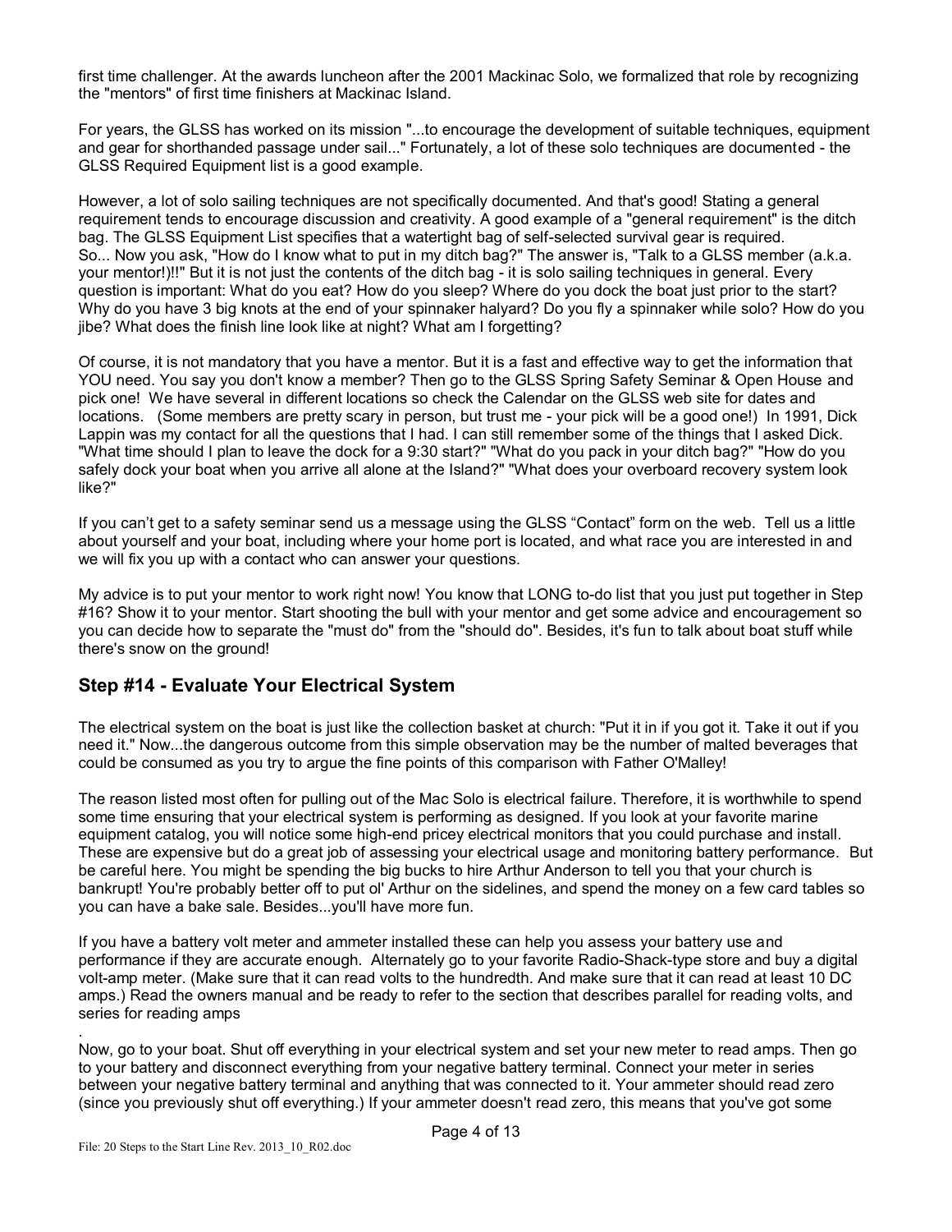first time challenger. At the awards luncheon after the 2001 Mackinac Solo, we formalized that role by recognizing the "mentors" of first time finishers at Mackinac Island.

For years, the GLSS has worked on its mission "...to encourage the development of suitable techniques, equipment and gear for shorthanded passage under sail..." Fortunately, a lot of these solo techniques are documented - the GLSS Required Equipment list is a good example.

However, a lot of solo sailing techniques are not specifically documented. And that's good! Stating a general requirement tends to encourage discussion and creativity. A good example of a "general requirement" is the ditch bag. The GLSS Equipment List specifies that a watertight bag of self-selected survival gear is required. So... Now you ask, "How do I know what to put in my ditch bag?" The answer is, "Talk to a GLSS member (a.k.a. your mentor!)!!" But it is not just the contents of the ditch bag - it is solo sailing techniques in general. Every question is important: What do you eat? How do you sleep? Where do you dock the boat just prior to the start? Why do you have 3 big knots at the end of your spinnaker halyard? Do you fly a spinnaker while solo? How do you jibe? What does the finish line look like at night? What am I forgetting?

Of course, it is not mandatory that you have a mentor. But it is a fast and effective way to get the information that YOU need. You say you don't know a member? Then go to the GLSS Spring Safety Seminar & Open House and pick one! We have several in different locations so check the Calendar on the GLSS web site for dates and locations. (Some members are pretty scary in person, but trust me - your pick will be a good one!) In 1991, Dick Lappin was my contact for all the questions that I had. I can still remember some of the things that I asked Dick. "What time should I plan to leave the dock for a 9:30 start?" "What do you pack in your ditch bag?" "How do you safely dock your boat when you arrive all alone at the Island?" "What does your overboard recovery system look like?"

If you can't get to a safety seminar send us a message using the GLSS "Contact" form on the web. Tell us a little about yourself and your boat, including where your home port is located, and what race you are interested in and we will fix you up with a contact who can answer your questions.

My advice is to put your mentor to work right now! You know that LONG to-do list that you just put together in Step #16? Show it to your mentor. Start shooting the bull with your mentor and get some advice and encouragement so you can decide how to separate the "must do" from the "should do". Besides, it's fun to talk about boat stuff while there's snow on the ground!

## Step #14 - Evaluate Your Electrical System

The electrical system on the boat is just like the collection basket at church: "Put it in if you got it. Take it out if you need it." Now...the dangerous outcome from this simple observation may be the number of malted beverages that could be consumed as you try to argue the fine points of this comparison with Father O'Malley!

The reason listed most often for pulling out of the Mac Solo is electrical failure. Therefore, it is worthwhile to spend some time ensuring that your electrical system is performing as designed. If you look at your favorite marine equipment catalog, you will notice some high-end pricey electrical monitors that you could purchase and install. These are expensive but do a great job of assessing your electrical usage and monitoring battery performance. But be careful here. You might be spending the big bucks to hire Arthur Anderson to tell you that your church is bankrupt! You're probably better off to put ol' Arthur on the sidelines, and spend the money on a few card tables so you can have a bake sale. Besides...you'll have more fun.

If you have a battery volt meter and ammeter installed these can help you assess your battery use and performance if they are accurate enough. Alternately go to your favorite Radio-Shack-type store and buy a digital volt-amp meter. (Make sure that it can read volts to the hundredth. And make sure that it can read at least 10 DC amps.) Read the owners manual and be ready to refer to the section that describes parallel for reading volts, and series for reading amps

.

Now, go to your boat. Shut off everything in your electrical system and set your new meter to read amps. Then go to your battery and disconnect everything from your negative battery terminal. Connect your meter in series between your negative battery terminal and anything that was connected to it. Your ammeter should read zero (since you previously shut off everything.) If your ammeter doesn't read zero, this means that you've got some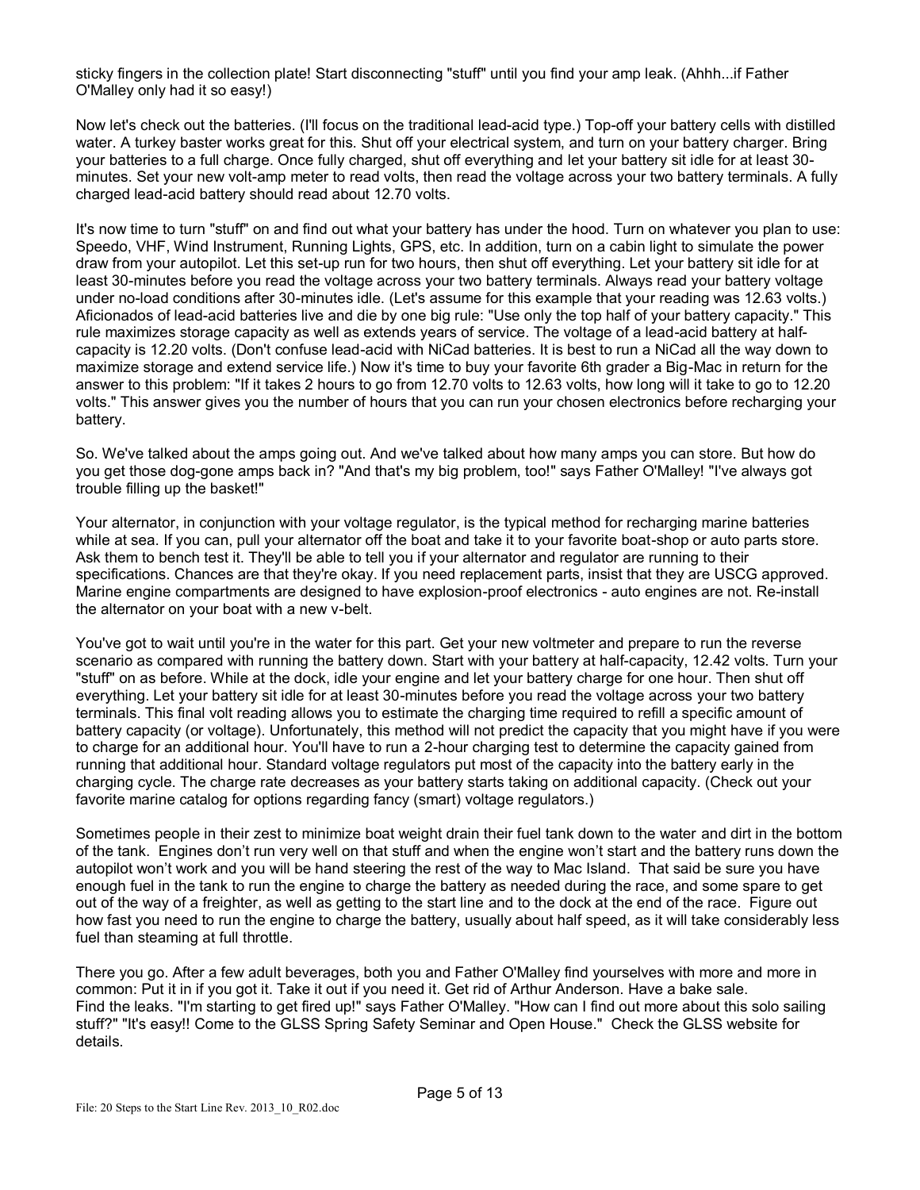sticky fingers in the collection plate! Start disconnecting "stuff" until you find your amp leak. (Ahhh...if Father O'Malley only had it so easy!)

Now let's check out the batteries. (I'll focus on the traditional lead-acid type.) Top-off your battery cells with distilled water. A turkey baster works great for this. Shut off your electrical system, and turn on your battery charger. Bring your batteries to a full charge. Once fully charged, shut off everything and let your battery sit idle for at least 30-minutes. Set your new volt-amp meter to read volts, then read the voltage across your two battery terminals. A fully charged lead-acid battery should read about 12.70 volts.

It's now time to turn "stuff" on and find out what your battery has under the hood. Turn on whatever you plan to use: Speedo, VHF, Wind Instrument, Running Lights, GPS, etc. In addition, turn on a cabin light to simulate the power draw from your autopilot. Let this set-up run for two hours, then shut off everything. Let your battery sit idle for at least 30-minutes before you read the voltage across your two battery terminals. Always read your battery voltage under no-load conditions after 30-minutes idle. (Let's assume for this example that your reading was 12.63 volts.) Aficionados of lead-acid batteries live and die by one big rule: "Use only the top half of your battery capacity." This rule maximizes storage capacity as well as extends years of service. The voltage of a lead-acid battery at half-capacity is 12.20 volts. (Don't confuse lead-acid with NiCad batteries. It is best to run a NiCad all the way down to maximize storage and extend service life.) Now it's time to buy your favorite 6th grader a Big-Mac in return for the answer to this problem: "If it takes 2 hours to go from 12.70 volts to 12.63 volts, how long will it take to go to 12.20 volts." This answer gives you the number of hours that you can run your chosen electronics before recharging your battery.

So. We've talked about the amps going out. And we've talked about how many amps you can store. But how do you get those dog-gone amps back in? "And that's my big problem, too!" says Father O'Malley! "I've always got trouble filling up the basket!"

Your alternator, in conjunction with your voltage regulator, is the typical method for recharging marine batteries while at sea. If you can, pull your alternator off the boat and take it to your favorite boat-shop or auto parts store. Ask them to bench test it. They'll be able to tell you if your alternator and regulator are running to their specifications. Chances are that they're okay. If you need replacement parts, insist that they are USCG approved. Marine engine compartments are designed to have explosion-proof electronics - auto engines are not. Re-install the alternator on your boat with a new v-belt.

You've got to wait until you're in the water for this part. Get your new voltmeter and prepare to run the reverse scenario as compared with running the battery down. Start with your battery at half-capacity, 12.42 volts. Turn your "stuff" on as before. While at the dock, idle your engine and let your battery charge for one hour. Then shut off everything. Let your battery sit idle for at least 30-minutes before you read the voltage across your two battery terminals. This final volt reading allows you to estimate the charging time required to refill a specific amount of battery capacity (or voltage). Unfortunately, this method will not predict the capacity that you might have if you were to charge for an additional hour. You'll have to run a 2-hour charging test to determine the capacity gained from running that additional hour. Standard voltage regulators put most of the capacity into the battery early in the charging cycle. The charge rate decreases as your battery starts taking on additional capacity. (Check out your favorite marine catalog for options regarding fancy (smart) voltage regulators.)

Sometimes people in their zest to minimize boat weight drain their fuel tank down to the water and dirt in the bottom of the tank. Engines don't run very well on that stuff and when the engine won't start and the battery runs down the autopilot won't work and you will be hand steering the rest of the way to Mac Island. That said be sure you have enough fuel in the tank to run the engine to charge the battery as needed during the race, and some spare to get out of the way of a freighter, as well as getting to the start line and to the dock at the end of the race. Figure out how fast you need to run the engine to charge the battery, usually about half speed, as it will take considerably less fuel than steaming at full throttle.

There you go. After a few adult beverages, both you and Father O'Malley find yourselves with more and more in common: Put it in if you got it. Take it out if you need it. Get rid of Arthur Anderson. Have a bake sale. Find the leaks. "I'm starting to get fired up!" says Father O'Malley. "How can I find out more about this solo sailing stuff?" "It's easy!! Come to the GLSS Spring Safety Seminar and Open House." Check the GLSS website for details.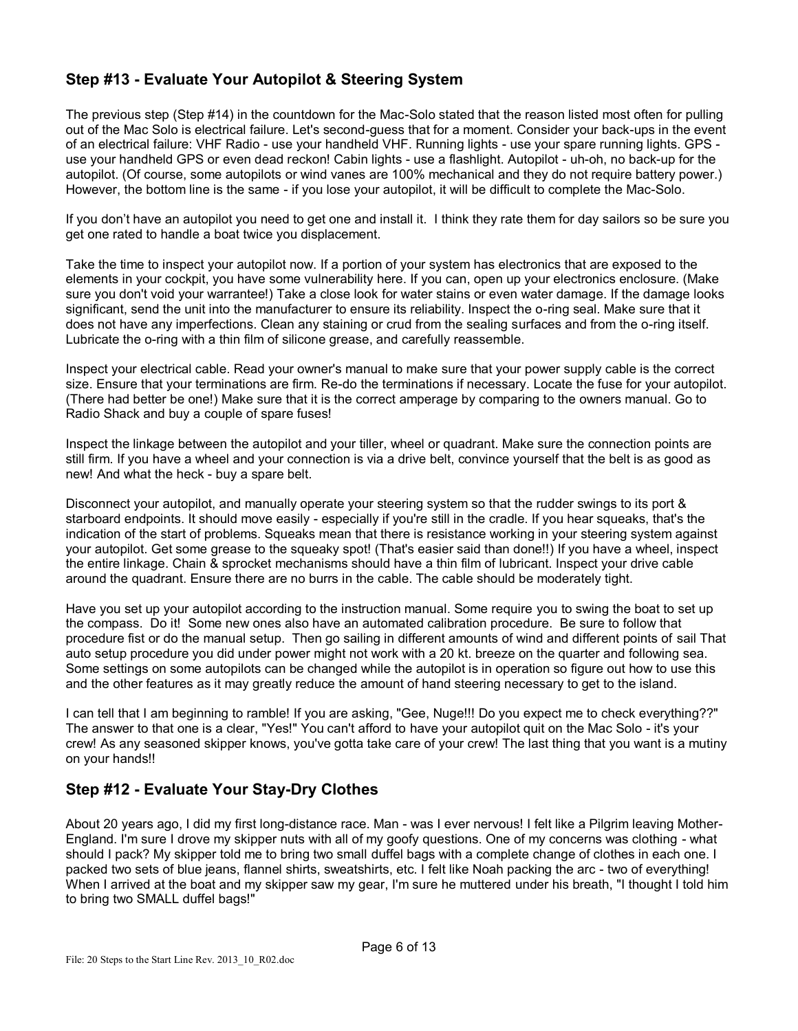## Step #13 - Evaluate Your Autopilot & Steering System

The previous step (Step #14) in the countdown for the Mac-Solo stated that the reason listed most often for pulling out of the Mac Solo is electrical failure. Let's second-guess that for a moment. Consider your back-ups in the event of an electrical failure: VHF Radio - use your handheld VHF. Running lights - use your spare running lights. GPS - use your handheld GPS or even dead reckon! Cabin lights - use a flashlight. Autopilot - uh-oh, no back-up for the autopilot. (Of course, some autopilots or wind vanes are 100% mechanical and they do not require battery power.) However, the bottom line is the same - if you lose your autopilot, it will be difficult to complete the Mac-Solo.

If you don't have an autopilot you need to get one and install it. I think they rate them for day sailors so be sure you get one rated to handle a boat twice you displacement.

Take the time to inspect your autopilot now. If a portion of your system has electronics that are exposed to the elements in your cockpit, you have some vulnerability here. If you can, open up your electronics enclosure. (Make sure you don't void your warrantee!) Take a close look for water stains or even water damage. If the damage looks significant, send the unit into the manufacturer to ensure its reliability. Inspect the o-ring seal. Make sure that it does not have any imperfections. Clean any staining or crud from the sealing surfaces and from the o-ring itself. Lubricate the o-ring with a thin film of silicone grease, and carefully reassemble.

Inspect your electrical cable. Read your owner's manual to make sure that your power supply cable is the correct size. Ensure that your terminations are firm. Re-do the terminations if necessary. Locate the fuse for your autopilot. (There had better be one!) Make sure that it is the correct amperage by comparing to the owners manual. Go to Radio Shack and buy a couple of spare fuses!

Inspect the linkage between the autopilot and your tiller, wheel or quadrant. Make sure the connection points are still firm. If you have a wheel and your connection is via a drive belt, convince yourself that the belt is as good as new! And what the heck - buy a spare belt.

Disconnect your autopilot, and manually operate your steering system so that the rudder swings to its port & starboard endpoints. It should move easily - especially if you're still in the cradle. If you hear squeaks, that's the indication of the start of problems. Squeaks mean that there is resistance working in your steering system against your autopilot. Get some grease to the squeaky spot! (That's easier said than done!!) If you have a wheel, inspect the entire linkage. Chain & sprocket mechanisms should have a thin film of lubricant. Inspect your drive cable around the quadrant. Ensure there are no burrs in the cable. The cable should be moderately tight.

Have you set up your autopilot according to the instruction manual. Some require you to swing the boat to set up the compass. Do it! Some new ones also have an automated calibration procedure. Be sure to follow that procedure fist or do the manual setup. Then go sailing in different amounts of wind and different points of sail That auto setup procedure you did under power might not work with a 20 kt. breeze on the quarter and following sea. Some settings on some autopilots can be changed while the autopilot is in operation so figure out how to use this and the other features as it may greatly reduce the amount of hand steering necessary to get to the island.

I can tell that I am beginning to ramble! If you are asking, "Gee, Nuge!!! Do you expect me to check everything??" The answer to that one is a clear, "Yes!" You can't afford to have your autopilot quit on the Mac Solo - it's your crew! As any seasoned skipper knows, you've gotta take care of your crew! The last thing that you want is a mutiny on your hands!!

## Step #12 - Evaluate Your Stay-Dry Clothes

About 20 years ago, I did my first long-distance race. Man - was I ever nervous! I felt like a Pilgrim leaving Mother-England. I'm sure I drove my skipper nuts with all of my goofy questions. One of my concerns was clothing - what should I pack? My skipper told me to bring two small duffel bags with a complete change of clothes in each one. I packed two sets of blue jeans, flannel shirts, sweatshirts, etc. I felt like Noah packing the arc - two of everything! When I arrived at the boat and my skipper saw my gear, I'm sure he muttered under his breath, "I thought I told him to bring two SMALL duffel bags!"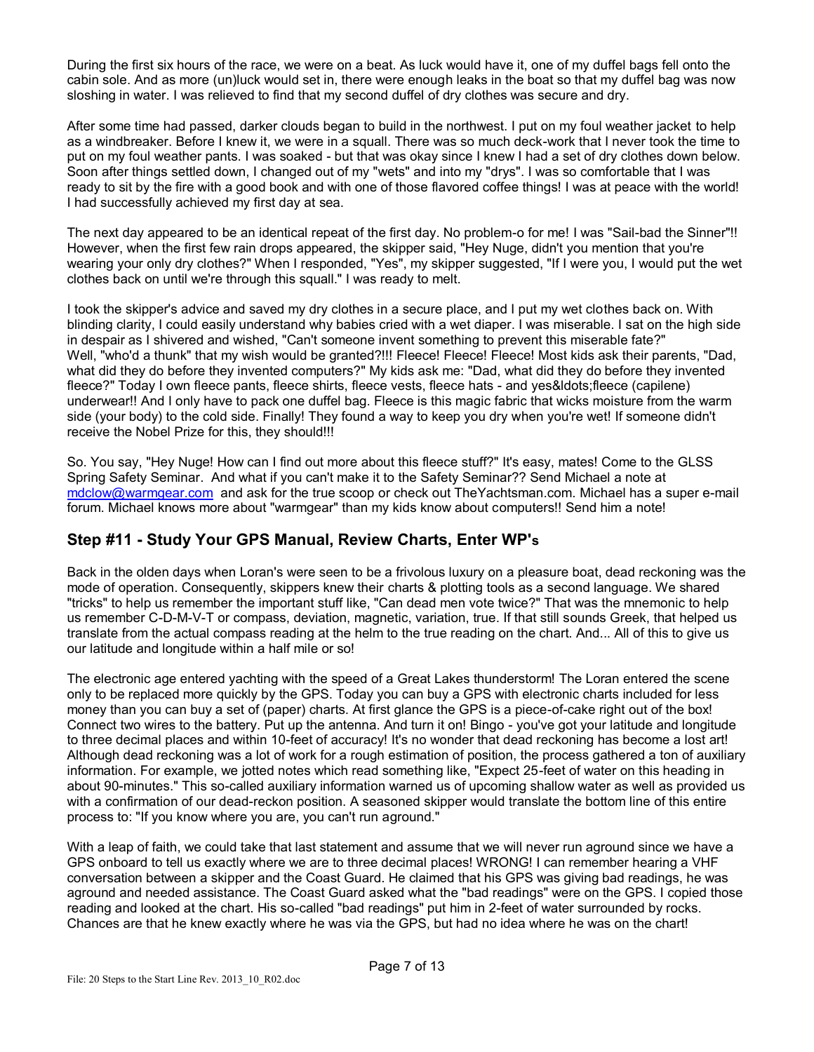During the first six hours of the race, we were on a beat. As luck would have it, one of my duffel bags fell onto the cabin sole. And as more (un)luck would set in, there were enough leaks in the boat so that my duffel bag was now sloshing in water. I was relieved to find that my second duffel of dry clothes was secure and dry.

After some time had passed, darker clouds began to build in the northwest. I put on my foul weather jacket to help as a windbreaker. Before I knew it, we were in a squall. There was so much deck-work that I never took the time to put on my foul weather pants. I was soaked - but that was okay since I knew I had a set of dry clothes down below. Soon after things settled down, I changed out of my "wets" and into my "drys". I was so comfortable that I was ready to sit by the fire with a good book and with one of those flavored coffee things! I was at peace with the world! I had successfully achieved my first day at sea.

The next day appeared to be an identical repeat of the first day. No problem-o for me! I was "Sail-bad the Sinner"!! However, when the first few rain drops appeared, the skipper said, "Hey Nuge, didn't you mention that you're wearing your only dry clothes?" When I responded, "Yes", my skipper suggested, "If I were you, I would put the wet clothes back on until we're through this squall." I was ready to melt.

I took the skipper's advice and saved my dry clothes in a secure place, and I put my wet clothes back on. With blinding clarity, I could easily understand why babies cried with a wet diaper. I was miserable. I sat on the high side in despair as I shivered and wished, "Can't someone invent something to prevent this miserable fate?" Well, "who'd a thunk" that my wish would be granted?!!! Fleece! Fleece! Fleece! Most kids ask their parents, "Dad, what did they do before they invented computers?" My kids ask me: "Dad, what did they do before they invented fleece?" Today I own fleece pants, fleece shirts, fleece vests, fleece hats - and yes&ldots;fleece (capilene) underwear!! And I only have to pack one duffel bag. Fleece is this magic fabric that wicks moisture from the warm side (your body) to the cold side. Finally! They found a way to keep you dry when you're wet! If someone didn't receive the Nobel Prize for this, they should!!!

So. You say, "Hey Nuge! How can I find out more about this fleece stuff?" It's easy, mates! Come to the GLSS Spring Safety Seminar. And what if you can't make it to the Safety Seminar?? Send Michael a note at mdclow@warmgear.com and ask for the true scoop or check out TheYachtsman.com. Michael has a super e-mail forum. Michael knows more about "warmgear" than my kids know about computers!! Send him a note!

## Step #11 - Study Your GPS Manual, Review Charts, Enter WP's

Back in the olden days when Loran's were seen to be a frivolous luxury on a pleasure boat, dead reckoning was the mode of operation. Consequently, skippers knew their charts & plotting tools as a second language. We shared "tricks" to help us remember the important stuff like, "Can dead men vote twice?" That was the mnemonic to help us remember C-D-M-V-T or compass, deviation, magnetic, variation, true. If that still sounds Greek, that helped us translate from the actual compass reading at the helm to the true reading on the chart. And... All of this to give us our latitude and longitude within a half mile or so!

The electronic age entered yachting with the speed of a Great Lakes thunderstorm! The Loran entered the scene only to be replaced more quickly by the GPS. Today you can buy a GPS with electronic charts included for less money than you can buy a set of (paper) charts. At first glance the GPS is a piece-of-cake right out of the box! Connect two wires to the battery. Put up the antenna. And turn it on! Bingo - you've got your latitude and longitude to three decimal places and within 10-feet of accuracy! It's no wonder that dead reckoning has become a lost art! Although dead reckoning was a lot of work for a rough estimation of position, the process gathered a ton of auxiliary information. For example, we jotted notes which read something like, "Expect 25-feet of water on this heading in about 90-minutes." This so-called auxiliary information warned us of upcoming shallow water as well as provided us with a confirmation of our dead-reckon position. A seasoned skipper would translate the bottom line of this entire process to: "If you know where you are, you can't run aground."

With a leap of faith, we could take that last statement and assume that we will never run aground since we have a GPS onboard to tell us exactly where we are to three decimal places! WRONG! I can remember hearing a VHF conversation between a skipper and the Coast Guard. He claimed that his GPS was giving bad readings, he was aground and needed assistance. The Coast Guard asked what the "bad readings" were on the GPS. I copied those reading and looked at the chart. His so-called "bad readings" put him in 2-feet of water surrounded by rocks. Chances are that he knew exactly where he was via the GPS, but had no idea where he was on the chart!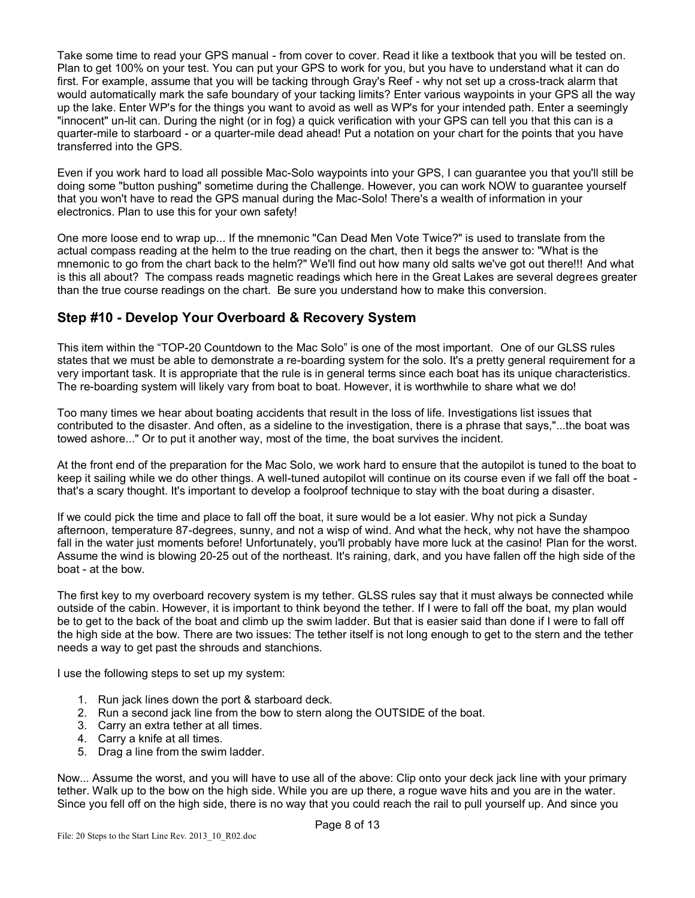Take some time to read your GPS manual - from cover to cover. Read it like a textbook that you will be tested on. Plan to get 100% on your test. You can put your GPS to work for you, but you have to understand what it can do first. For example, assume that you will be tacking through Gray's Reef - why not set up a cross-track alarm that would automatically mark the safe boundary of your tacking limits? Enter various waypoints in your GPS all the way up the lake. Enter WP's for the things you want to avoid as well as WP's for your intended path. Enter a seemingly "innocent" un-lit can. During the night (or in fog) a quick verification with your GPS can tell you that this can is a quarter-mile to starboard - or a quarter-mile dead ahead! Put a notation on your chart for the points that you have transferred into the GPS.

Even if you work hard to load all possible Mac-Solo waypoints into your GPS, I can guarantee you that you'll still be doing some "button pushing" sometime during the Challenge. However, you can work NOW to guarantee yourself that you won't have to read the GPS manual during the Mac-Solo! There's a wealth of information in your electronics. Plan to use this for your own safety!

One more loose end to wrap up... If the mnemonic "Can Dead Men Vote Twice?" is used to translate from the actual compass reading at the helm to the true reading on the chart, then it begs the answer to: "What is the mnemonic to go from the chart back to the helm?" We'll find out how many old salts we've got out there!!! And what is this all about? The compass reads magnetic readings which here in the Great Lakes are several degrees greater than the true course readings on the chart. Be sure you understand how to make this conversion.

## Step #10 - Develop Your Overboard & Recovery System

This item within the "TOP-20 Countdown to the Mac Solo" is one of the most important. One of our GLSS rules states that we must be able to demonstrate a re-boarding system for the solo. It's a pretty general requirement for a very important task. It is appropriate that the rule is in general terms since each boat has its unique characteristics. The re-boarding system will likely vary from boat to boat. However, it is worthwhile to share what we do!

Too many times we hear about boating accidents that result in the loss of life. Investigations list issues that contributed to the disaster. And often, as a sideline to the investigation, there is a phrase that says,"...the boat was towed ashore..." Or to put it another way, most of the time, the boat survives the incident.

At the front end of the preparation for the Mac Solo, we work hard to ensure that the autopilot is tuned to the boat to keep it sailing while we do other things. A well-tuned autopilot will continue on its course even if we fall off the boat - that's a scary thought. It's important to develop a foolproof technique to stay with the boat during a disaster.

If we could pick the time and place to fall off the boat, it sure would be a lot easier. Why not pick a Sunday afternoon, temperature 87-degrees, sunny, and not a wisp of wind. And what the heck, why not have the shampoo fall in the water just moments before! Unfortunately, you'll probably have more luck at the casino! Plan for the worst. Assume the wind is blowing 20-25 out of the northeast. It's raining, dark, and you have fallen off the high side of the boat - at the bow.

The first key to my overboard recovery system is my tether. GLSS rules say that it must always be connected while outside of the cabin. However, it is important to think beyond the tether. If I were to fall off the boat, my plan would be to get to the back of the boat and climb up the swim ladder. But that is easier said than done if I were to fall off the high side at the bow. There are two issues: The tether itself is not long enough to get to the stern and the tether needs a way to get past the shrouds and stanchions.

I use the following steps to set up my system:

1. Run jack lines down the port & starboard deck.
2. Run a second jack line from the bow to stern along the OUTSIDE of the boat.
3. Carry an extra tether at all times.
4. Carry a knife at all times.
5. Drag a line from the swim ladder.

Now... Assume the worst, and you will have to use all of the above: Clip onto your deck jack line with your primary tether. Walk up to the bow on the high side. While you are up there, a rogue wave hits and you are in the water. Since you fell off on the high side, there is no way that you could reach the rail to pull yourself up. And since you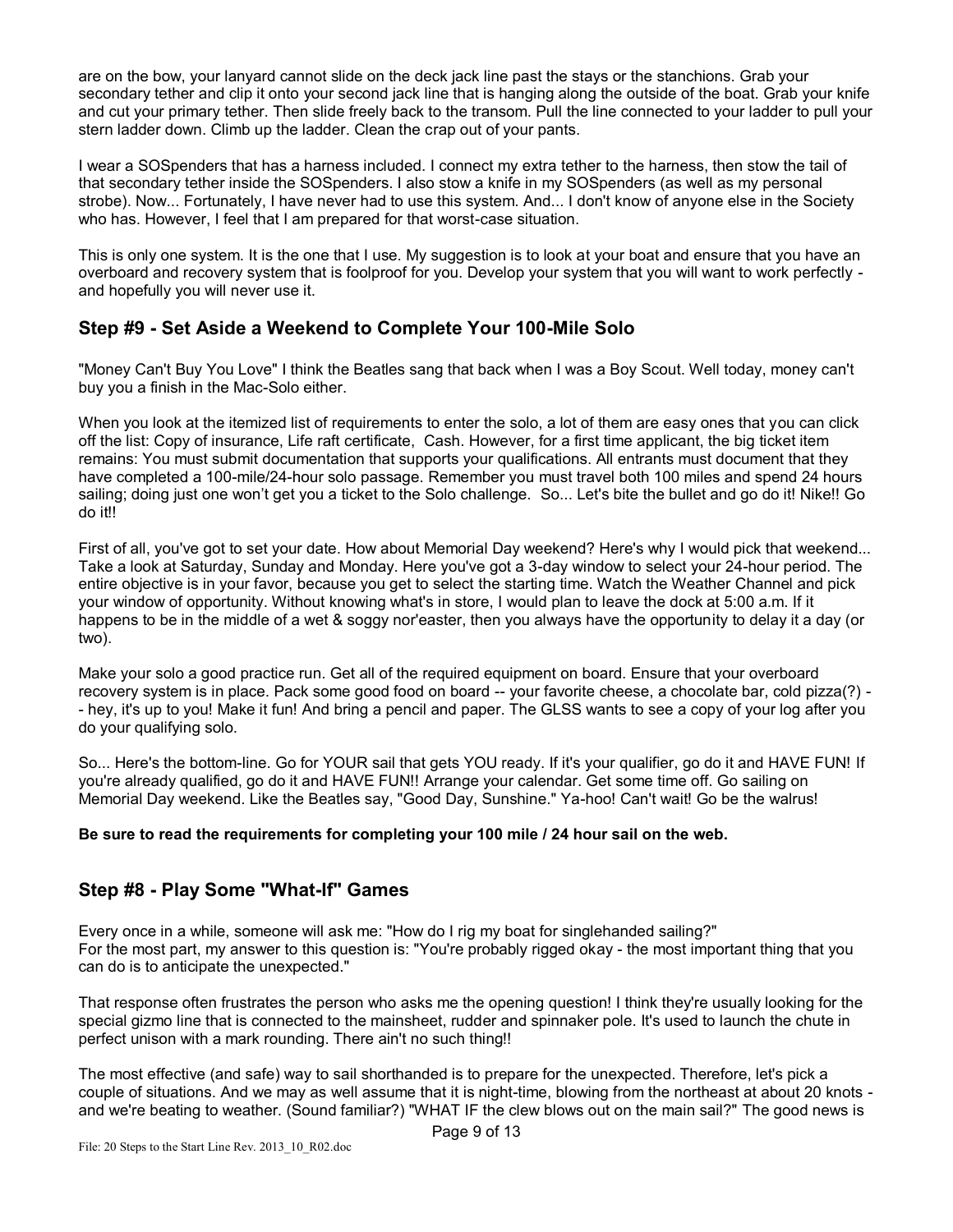are on the bow, your lanyard cannot slide on the deck jack line past the stays or the stanchions. Grab your secondary tether and clip it onto your second jack line that is hanging along the outside of the boat. Grab your knife and cut your primary tether. Then slide freely back to the transom. Pull the line connected to your ladder to pull your stern ladder down. Climb up the ladder. Clean the crap out of your pants.

I wear a SOSpenders that has a harness included. I connect my extra tether to the harness, then stow the tail of that secondary tether inside the SOSpenders. I also stow a knife in my SOSpenders (as well as my personal strobe). Now... Fortunately, I have never had to use this system. And... I don't know of anyone else in the Society who has. However, I feel that I am prepared for that worst-case situation.

This is only one system. It is the one that I use. My suggestion is to look at your boat and ensure that you have an overboard and recovery system that is foolproof for you. Develop your system that you will want to work perfectly - and hopefully you will never use it.

## Step #9 - Set Aside a Weekend to Complete Your 100-Mile Solo

"Money Can't Buy You Love" I think the Beatles sang that back when I was a Boy Scout. Well today, money can't buy you a finish in the Mac-Solo either.

When you look at the itemized list of requirements to enter the solo, a lot of them are easy ones that you can click off the list: Copy of insurance, Life raft certificate, Cash. However, for a first time applicant, the big ticket item remains: You must submit documentation that supports your qualifications. All entrants must document that they have completed a 100-mile/24-hour solo passage. Remember you must travel both 100 miles and spend 24 hours sailing; doing just one won't get you a ticket to the Solo challenge. So... Let's bite the bullet and go do it! Nike!! Go do it!!

First of all, you've got to set your date. How about Memorial Day weekend? Here's why I would pick that weekend... Take a look at Saturday, Sunday and Monday. Here you've got a 3-day window to select your 24-hour period. The entire objective is in your favor, because you get to select the starting time. Watch the Weather Channel and pick your window of opportunity. Without knowing what's in store, I would plan to leave the dock at 5:00 a.m. If it happens to be in the middle of a wet & soggy nor'easter, then you always have the opportunity to delay it a day (or two).

Make your solo a good practice run. Get all of the required equipment on board. Ensure that your overboard recovery system is in place. Pack some good food on board -- your favorite cheese, a chocolate bar, cold pizza(?) -- hey, it's up to you! Make it fun! And bring a pencil and paper. The GLSS wants to see a copy of your log after you do your qualifying solo.

So... Here's the bottom-line. Go for YOUR sail that gets YOU ready. If it's your qualifier, go do it and HAVE FUN! If you're already qualified, go do it and HAVE FUN!! Arrange your calendar. Get some time off. Go sailing on Memorial Day weekend. Like the Beatles say, "Good Day, Sunshine." Ya-hoo! Can't wait! Go be the walrus!

**Be sure to read the requirements for completing your 100 mile / 24 hour sail on the web.**

## Step #8 - Play Some "What-If" Games

Every once in a while, someone will ask me: "How do I rig my boat for singlehanded sailing?"
For the most part, my answer to this question is: "You're probably rigged okay - the most important thing that you can do is to anticipate the unexpected."

That response often frustrates the person who asks me the opening question! I think they're usually looking for the special gizmo line that is connected to the mainsheet, rudder and spinnaker pole. It's used to launch the chute in perfect unison with a mark rounding. There ain't no such thing!!

The most effective (and safe) way to sail shorthanded is to prepare for the unexpected. Therefore, let's pick a couple of situations. And we may as well assume that it is night-time, blowing from the northeast at about 20 knots - and we're beating to weather. (Sound familiar?) "WHAT IF the clew blows out on the main sail?" The good news is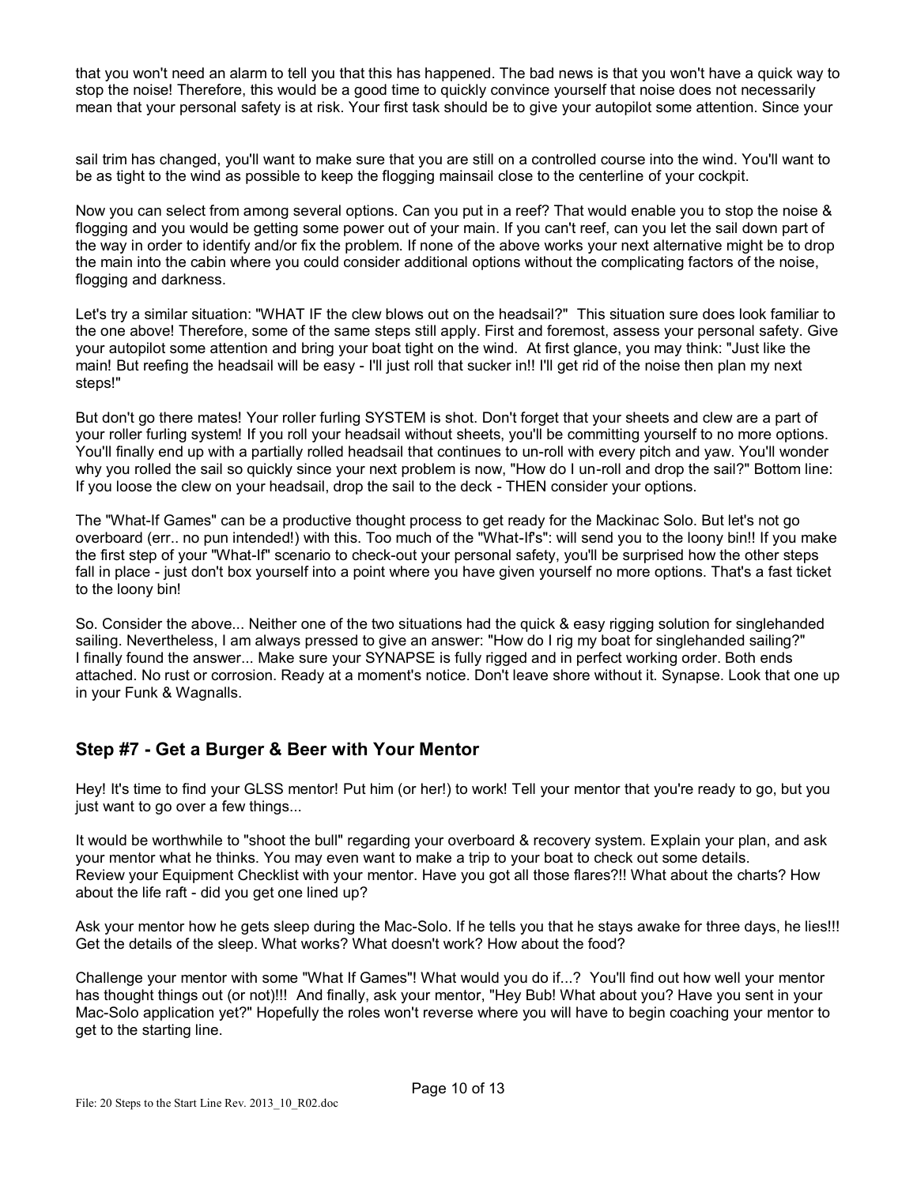that you won't need an alarm to tell you that this has happened. The bad news is that you won't have a quick way to stop the noise! Therefore, this would be a good time to quickly convince yourself that noise does not necessarily mean that your personal safety is at risk. Your first task should be to give your autopilot some attention. Since your

sail trim has changed, you'll want to make sure that you are still on a controlled course into the wind. You'll want to be as tight to the wind as possible to keep the flogging mainsail close to the centerline of your cockpit.

Now you can select from among several options. Can you put in a reef? That would enable you to stop the noise & flogging and you would be getting some power out of your main. If you can't reef, can you let the sail down part of the way in order to identify and/or fix the problem. If none of the above works your next alternative might be to drop the main into the cabin where you could consider additional options without the complicating factors of the noise, flogging and darkness.

Let's try a similar situation: "WHAT IF the clew blows out on the headsail?" This situation sure does look familiar to the one above! Therefore, some of the same steps still apply. First and foremost, assess your personal safety. Give your autopilot some attention and bring your boat tight on the wind. At first glance, you may think: "Just like the main! But reefing the headsail will be easy - I'll just roll that sucker in!! I'll get rid of the noise then plan my next steps!"

But don't go there mates! Your roller furling SYSTEM is shot. Don't forget that your sheets and clew are a part of your roller furling system! If you roll your headsail without sheets, you'll be committing yourself to no more options. You'll finally end up with a partially rolled headsail that continues to un-roll with every pitch and yaw. You'll wonder why you rolled the sail so quickly since your next problem is now, "How do I un-roll and drop the sail?" Bottom line: If you loose the clew on your headsail, drop the sail to the deck - THEN consider your options.

The "What-If Games" can be a productive thought process to get ready for the Mackinac Solo. But let's not go overboard (err.. no pun intended!) with this. Too much of the "What-If's": will send you to the loony bin!! If you make the first step of your "What-If" scenario to check-out your personal safety, you'll be surprised how the other steps fall in place - just don't box yourself into a point where you have given yourself no more options. That's a fast ticket to the loony bin!

So. Consider the above... Neither one of the two situations had the quick & easy rigging solution for singlehanded sailing. Nevertheless, I am always pressed to give an answer: "How do I rig my boat for singlehanded sailing?" I finally found the answer... Make sure your SYNAPSE is fully rigged and in perfect working order. Both ends attached. No rust or corrosion. Ready at a moment's notice. Don't leave shore without it. Synapse. Look that one up in your Funk & Wagnalls.

## Step #7 - Get a Burger & Beer with Your Mentor

Hey! It's time to find your GLSS mentor! Put him (or her!) to work! Tell your mentor that you're ready to go, but you just want to go over a few things...

It would be worthwhile to "shoot the bull" regarding your overboard & recovery system. Explain your plan, and ask your mentor what he thinks. You may even want to make a trip to your boat to check out some details. Review your Equipment Checklist with your mentor. Have you got all those flares?!! What about the charts? How about the life raft - did you get one lined up?

Ask your mentor how he gets sleep during the Mac-Solo. If he tells you that he stays awake for three days, he lies!!! Get the details of the sleep. What works? What doesn't work? How about the food?

Challenge your mentor with some "What If Games"! What would you do if...? You'll find out how well your mentor has thought things out (or not)!!! And finally, ask your mentor, "Hey Bub! What about you? Have you sent in your Mac-Solo application yet?" Hopefully the roles won't reverse where you will have to begin coaching your mentor to get to the starting line.

File: 20 Steps to the Start Line Rev. 2013_10_R02.doc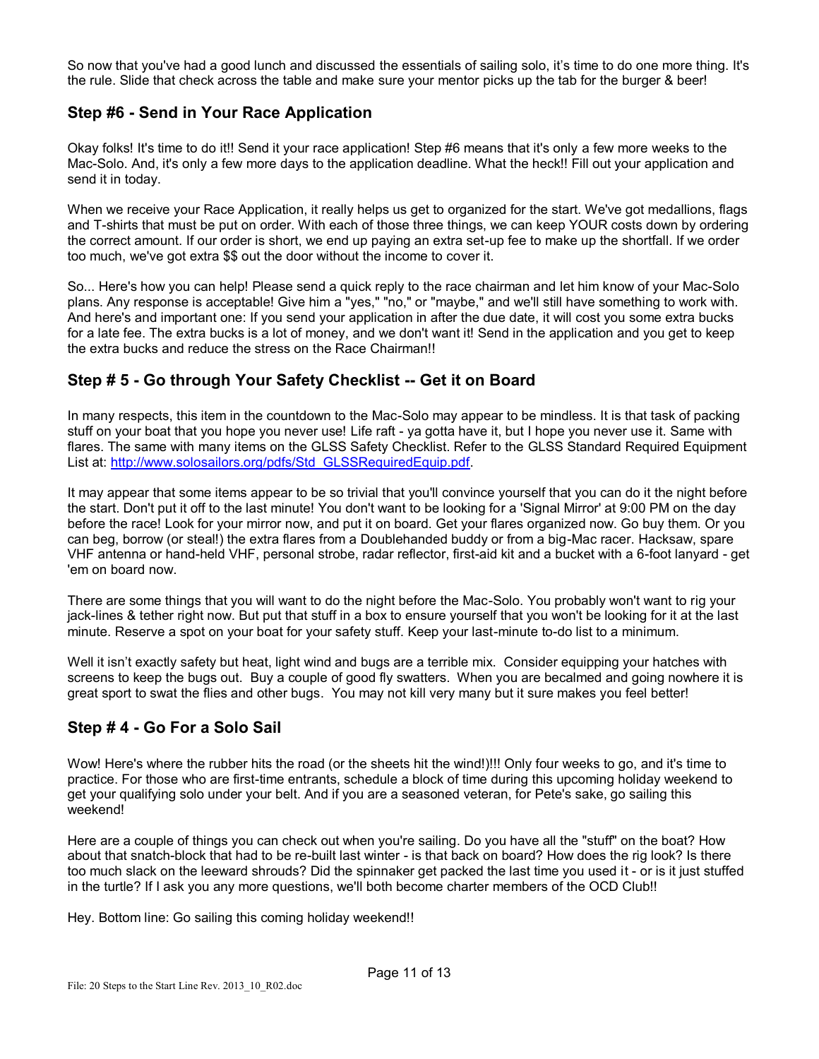So now that you've had a good lunch and discussed the essentials of sailing solo, it's time to do one more thing. It's the rule. Slide that check across the table and make sure your mentor picks up the tab for the burger & beer!

## Step #6 - Send in Your Race Application

Okay folks! It's time to do it!! Send it your race application! Step #6 means that it's only a few more weeks to the Mac-Solo. And, it's only a few more days to the application deadline. What the heck!! Fill out your application and send it in today.

When we receive your Race Application, it really helps us get to organized for the start. We've got medallions, flags and T-shirts that must be put on order. With each of those three things, we can keep YOUR costs down by ordering the correct amount. If our order is short, we end up paying an extra set-up fee to make up the shortfall. If we order too much, we've got extra $$ out the door without the income to cover it.

So... Here's how you can help! Please send a quick reply to the race chairman and let him know of your Mac-Solo plans. Any response is acceptable! Give him a "yes," "no," or "maybe," and we'll still have something to work with. And here's and important one: If you send your application in after the due date, it will cost you some extra bucks for a late fee. The extra bucks is a lot of money, and we don't want it! Send in the application and you get to keep the extra bucks and reduce the stress on the Race Chairman!!

## Step # 5 - Go through Your Safety Checklist -- Get it on Board

In many respects, this item in the countdown to the Mac-Solo may appear to be mindless. It is that task of packing stuff on your boat that you hope you never use! Life raft - ya gotta have it, but I hope you never use it. Same with flares. The same with many items on the GLSS Safety Checklist. Refer to the GLSS Standard Required Equipment List at: [http://www.solosailors.org/pdfs/Std_GLSSRequiredEquip.pdf](http://www.solosailors.org/pdfs/Std_GLSSRequiredEquip.pdf).

It may appear that some items appear to be so trivial that you'll convince yourself that you can do it the night before the start. Don't put it off to the last minute! You don't want to be looking for a 'Signal Mirror' at 9:00 PM on the day before the race! Look for your mirror now, and put it on board. Get your flares organized now. Go buy them. Or you can beg, borrow (or steal!) the extra flares from a Doublehanded buddy or from a big-Mac racer. Hacksaw, spare VHF antenna or hand-held VHF, personal strobe, radar reflector, first-aid kit and a bucket with a 6-foot lanyard - get 'em on board now.

There are some things that you will want to do the night before the Mac-Solo. You probably won't want to rig your jack-lines & tether right now. But put that stuff in a box to ensure yourself that you won't be looking for it at the last minute. Reserve a spot on your boat for your safety stuff. Keep your last-minute to-do list to a minimum.

Well it isn't exactly safety but heat, light wind and bugs are a terrible mix. Consider equipping your hatches with screens to keep the bugs out. Buy a couple of good fly swatters. When you are becalmed and going nowhere it is great sport to swat the flies and other bugs. You may not kill very many but it sure makes you feel better!

## Step # 4 - Go For a Solo Sail

Wow! Here's where the rubber hits the road (or the sheets hit the wind!)!!! Only four weeks to go, and it's time to practice. For those who are first-time entrants, schedule a block of time during this upcoming holiday weekend to get your qualifying solo under your belt. And if you are a seasoned veteran, for Pete's sake, go sailing this weekend!

Here are a couple of things you can check out when you're sailing. Do you have all the "stuff" on the boat? How about that snatch-block that had to be re-built last winter - is that back on board? How does the rig look? Is there too much slack on the leeward shrouds? Did the spinnaker get packed the last time you used it - or is it just stuffed in the turtle? If I ask you any more questions, we'll both become charter members of the OCD Club!!

Hey. Bottom line: Go sailing this coming holiday weekend!!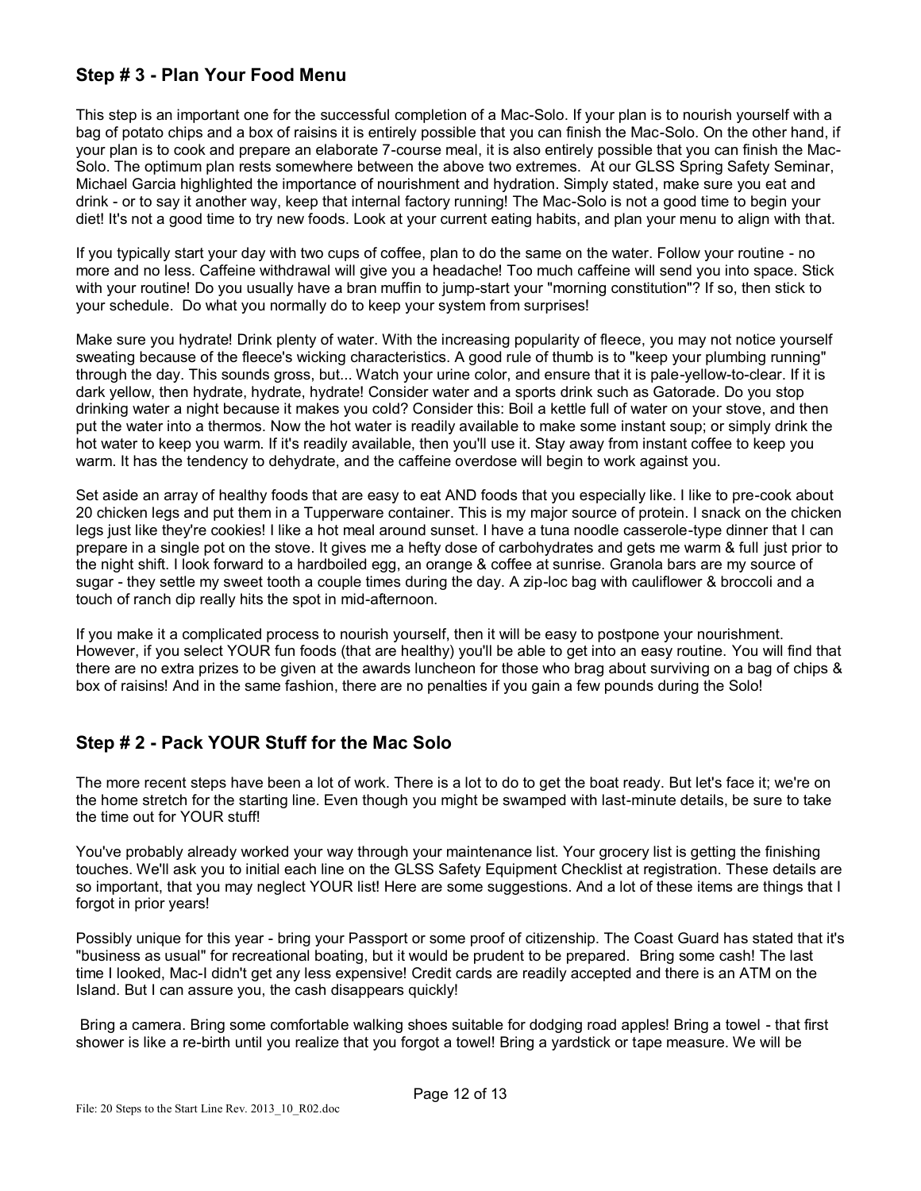## Step # 3 - Plan Your Food Menu

This step is an important one for the successful completion of a Mac-Solo. If your plan is to nourish yourself with a bag of potato chips and a box of raisins it is entirely possible that you can finish the Mac-Solo. On the other hand, if your plan is to cook and prepare an elaborate 7-course meal, it is also entirely possible that you can finish the Mac-Solo. The optimum plan rests somewhere between the above two extremes. At our GLSS Spring Safety Seminar, Michael Garcia highlighted the importance of nourishment and hydration. Simply stated, make sure you eat and drink - or to say it another way, keep that internal factory running! The Mac-Solo is not a good time to begin your diet! It's not a good time to try new foods. Look at your current eating habits, and plan your menu to align with that.

If you typically start your day with two cups of coffee, plan to do the same on the water. Follow your routine - no more and no less. Caffeine withdrawal will give you a headache! Too much caffeine will send you into space. Stick with your routine! Do you usually have a bran muffin to jump-start your "morning constitution"? If so, then stick to your schedule. Do what you normally do to keep your system from surprises!

Make sure you hydrate! Drink plenty of water. With the increasing popularity of fleece, you may not notice yourself sweating because of the fleece's wicking characteristics. A good rule of thumb is to "keep your plumbing running" through the day. This sounds gross, but... Watch your urine color, and ensure that it is pale-yellow-to-clear. If it is dark yellow, then hydrate, hydrate, hydrate! Consider water and a sports drink such as Gatorade. Do you stop drinking water a night because it makes you cold? Consider this: Boil a kettle full of water on your stove, and then put the water into a thermos. Now the hot water is readily available to make some instant soup; or simply drink the hot water to keep you warm. If it's readily available, then you'll use it. Stay away from instant coffee to keep you warm. It has the tendency to dehydrate, and the caffeine overdose will begin to work against you.

Set aside an array of healthy foods that are easy to eat AND foods that you especially like. I like to pre-cook about 20 chicken legs and put them in a Tupperware container. This is my major source of protein. I snack on the chicken legs just like they're cookies! I like a hot meal around sunset. I have a tuna noodle casserole-type dinner that I can prepare in a single pot on the stove. It gives me a hefty dose of carbohydrates and gets me warm & full just prior to the night shift. I look forward to a hardboiled egg, an orange & coffee at sunrise. Granola bars are my source of sugar - they settle my sweet tooth a couple times during the day. A zip-loc bag with cauliflower & broccoli and a touch of ranch dip really hits the spot in mid-afternoon.

If you make it a complicated process to nourish yourself, then it will be easy to postpone your nourishment. However, if you select YOUR fun foods (that are healthy) you'll be able to get into an easy routine. You will find that there are no extra prizes to be given at the awards luncheon for those who brag about surviving on a bag of chips & box of raisins! And in the same fashion, there are no penalties if you gain a few pounds during the Solo!

## Step # 2 - Pack YOUR Stuff for the Mac Solo

The more recent steps have been a lot of work. There is a lot to do to get the boat ready. But let's face it; we're on the home stretch for the starting line. Even though you might be swamped with last-minute details, be sure to take the time out for YOUR stuff!

You've probably already worked your way through your maintenance list. Your grocery list is getting the finishing touches. We'll ask you to initial each line on the GLSS Safety Equipment Checklist at registration. These details are so important, that you may neglect YOUR list! Here are some suggestions. And a lot of these items are things that I forgot in prior years!

Possibly unique for this year - bring your Passport or some proof of citizenship. The Coast Guard has stated that it's "business as usual" for recreational boating, but it would be prudent to be prepared. Bring some cash! The last time I looked, Mac-I didn't get any less expensive! Credit cards are readily accepted and there is an ATM on the Island. But I can assure you, the cash disappears quickly!

Bring a camera. Bring some comfortable walking shoes suitable for dodging road apples! Bring a towel - that first shower is like a re-birth until you realize that you forgot a towel! Bring a yardstick or tape measure. We will be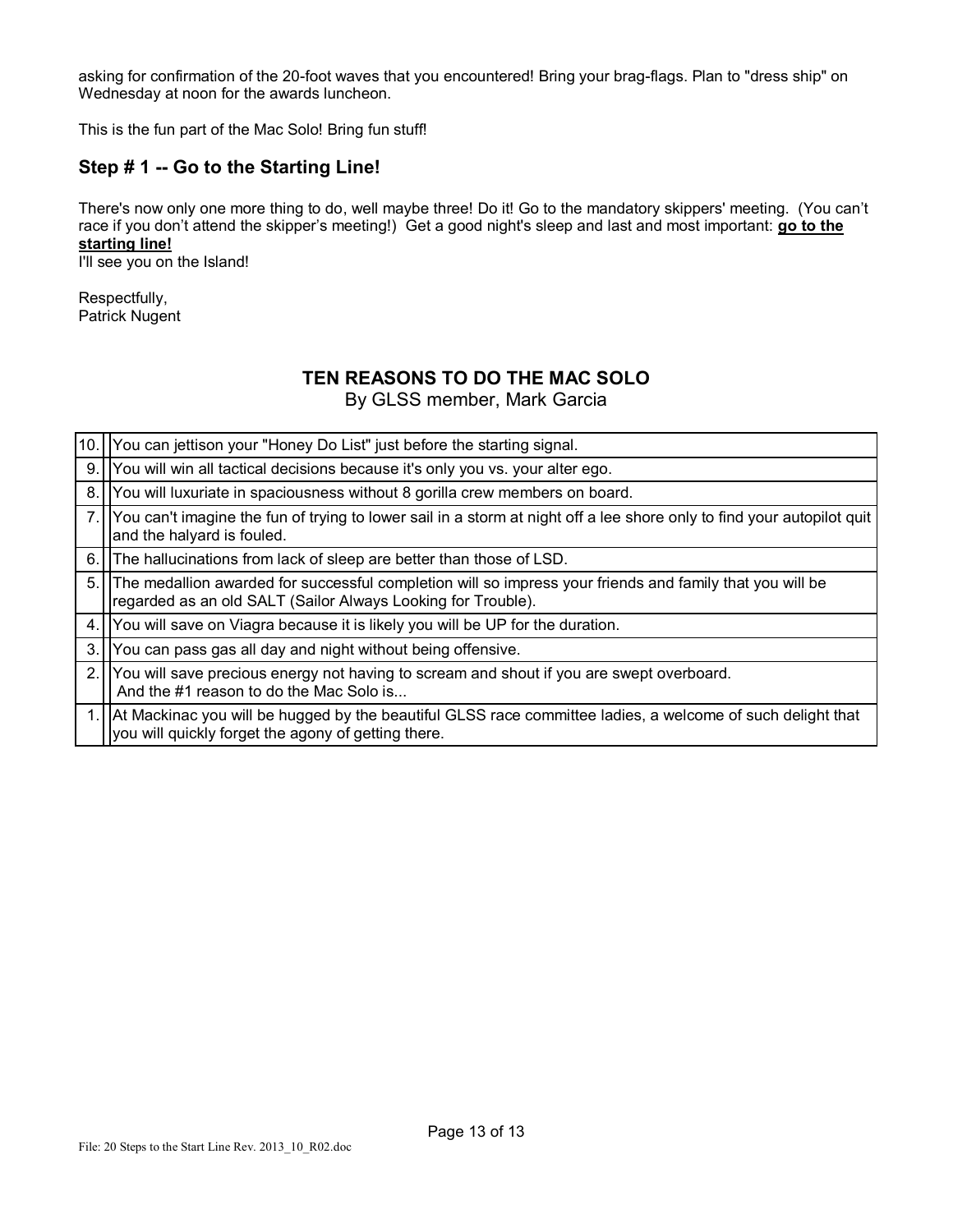asking for confirmation of the 20-foot waves that you encountered! Bring your brag-flags. Plan to "dress ship" on Wednesday at noon for the awards luncheon.

This is the fun part of the Mac Solo! Bring fun stuff!

## Step # 1 -- Go to the Starting Line!

There's now only one more thing to do, well maybe three! Do it! Go to the mandatory skippers' meeting. (You can't race if you don't attend the skipper's meeting!) Get a good night's sleep and last and most important: **go to the starting line!**
I'll see you on the Island!

Respectfully,
Patrick Nugent

## TEN REASONS TO DO THE MAC SOLO

By GLSS member, Mark Garcia

| | |
|---|---|
| 10. | You can jettison your "Honey Do List" just before the starting signal. |
| 9. | You will win all tactical decisions because it's only you vs. your alter ego. |
| 8. | You will luxuriate in spaciousness without 8 gorilla crew members on board. |
| 7. | You can't imagine the fun of trying to lower sail in a storm at night off a lee shore only to find your autopilot quit and the halyard is fouled. |
| 6. | The hallucinations from lack of sleep are better than those of LSD. |
| 5. | The medallion awarded for successful completion will so impress your friends and family that you will be regarded as an old SALT (Sailor Always Looking for Trouble). |
| 4. | You will save on Viagra because it is likely you will be UP for the duration. |
| 3. | You can pass gas all day and night without being offensive. |
| 2. | You will save precious energy not having to scream and shout if you are swept overboard. And the #1 reason to do the Mac Solo is... |
| 1. | At Mackinac you will be hugged by the beautiful GLSS race committee ladies, a welcome of such delight that you will quickly forget the agony of getting there. |

File: 20 Steps to the Start Line Rev. 2013_10_R02.doc